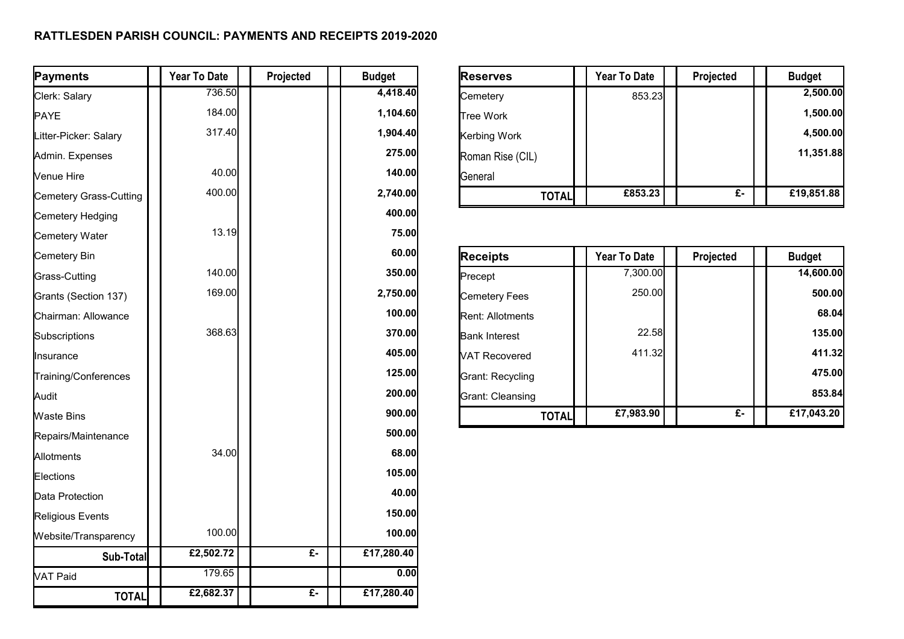**RATTLESDEN PARISH COUNCIL: PAYMENTS AND RECEIPTS 2019-2020**

| Payments | Year To Date | Projected | Budget |
|---|---|---|---|
| Clerk: Salary | 736.50 | | **4,418.40** |
| PAYE | 184.00 | | **1,104.60** |
| Litter-Picker: Salary | 317.40 | | **1,904.40** |
| Admin. Expenses | | | **275.00** |
| Venue Hire | 40.00 | | **140.00** |
| Cemetery Grass-Cutting | 400.00 | | **2,740.00** |
| Cemetery Hedging | | | **400.00** |
| Cemetery Water | 13.19 | | **75.00** |
| Cemetery Bin | | | **60.00** |
| Grass-Cutting | 140.00 | | **350.00** |
| Grants (Section 137) | 169.00 | | **2,750.00** |
| Chairman: Allowance | | | **100.00** |
| Subscriptions | 368.63 | | **370.00** |
| Insurance | | | **405.00** |
| Training/Conferences | | | **125.00** |
| Audit | | | **200.00** |
| Waste Bins | | | **900.00** |
| Repairs/Maintenance | | | **500.00** |
| Allotments | 34.00 | | **68.00** |
| Elections | | | **105.00** |
| Data Protection | | | **40.00** |
| Religious Events | | | **150.00** |
| Website/Transparency | 100.00 | | **100.00** |
| **Sub-Total** | **£2,502.72** | **£-** | **£17,280.40** |
| VAT Paid | 179.65 | | **0.00** |
| **TOTAL** | **£2,682.37** | **£-** | **£17,280.40** |

| Reserves | Year To Date | Projected | Budget |
|---|---|---|---|
| Cemetery | 853.23 | | **2,500.00** |
| Tree Work | | | **1,500.00** |
| Kerbing Work | | | **4,500.00** |
| Roman Rise (CIL) | | | **11,351.88** |
| General | | | |
| **TOTAL** | **£853.23** | **£-** | **£19,851.88** |

| Receipts | Year To Date | Projected | Budget |
|---|---|---|---|
| Precept | 7,300.00 | | **14,600.00** |
| Cemetery Fees | 250.00 | | **500.00** |
| Rent: Allotments | | | **68.04** |
| Bank Interest | 22.58 | | **135.00** |
| VAT Recovered | 411.32 | | **411.32** |
| Grant: Recycling | | | **475.00** |
| Grant: Cleansing | | | **853.84** |
| **TOTAL** | **£7,983.90** | **£-** | **£17,043.20** |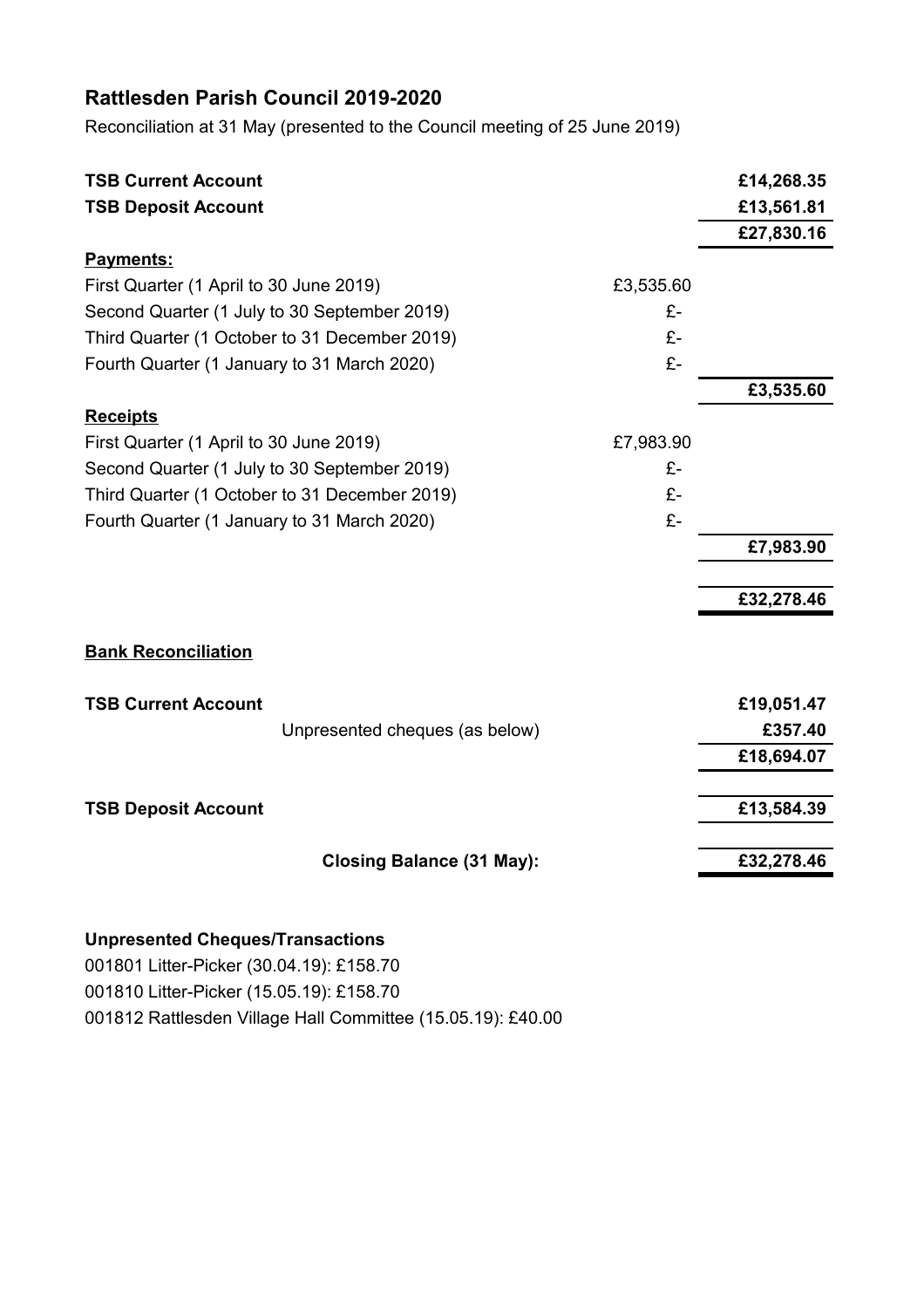## Rattlesden Parish Council 2019-2020

Reconciliation at 31 May (presented to the Council meeting of 25 June 2019)

| | | |
|---|---|---|
| **TSB Current Account** | | **£14,268.35** |
| **TSB Deposit Account** | | **£13,561.81** |
| | | **£27,830.16** |
| **Payments:** | | |
| First Quarter (1 April to 30 June 2019) | £3,535.60 | |
| Second Quarter (1 July to 30 September 2019) | £- | |
| Third Quarter (1 October to 31 December 2019) | £- | |
| Fourth Quarter (1 January to 31 March 2020) | £- | |
| | | **£3,535.60** |
| **Receipts** | | |
| First Quarter (1 April to 30 June 2019) | £7,983.90 | |
| Second Quarter (1 July to 30 September 2019) | £- | |
| Third Quarter (1 October to 31 December 2019) | £- | |
| Fourth Quarter (1 January to 31 March 2020) | £- | |
| | | **£7,983.90** |
| | | **£32,278.46** |

**Bank Reconciliation**

| | | |
|---|---|---|
| **TSB Current Account** | | **£19,051.47** |
| | Unpresented cheques (as below) | **£357.40** |
| | | **£18,694.07** |
| **TSB Deposit Account** | | **£13,584.39** |
| | **Closing Balance (31 May):** | **£32,278.46** |

**Unpresented Cheques/Transactions**

001801 Litter-Picker (30.04.19): £158.70
001810 Litter-Picker (15.05.19): £158.70
001812 Rattlesden Village Hall Committee (15.05.19): £40.00